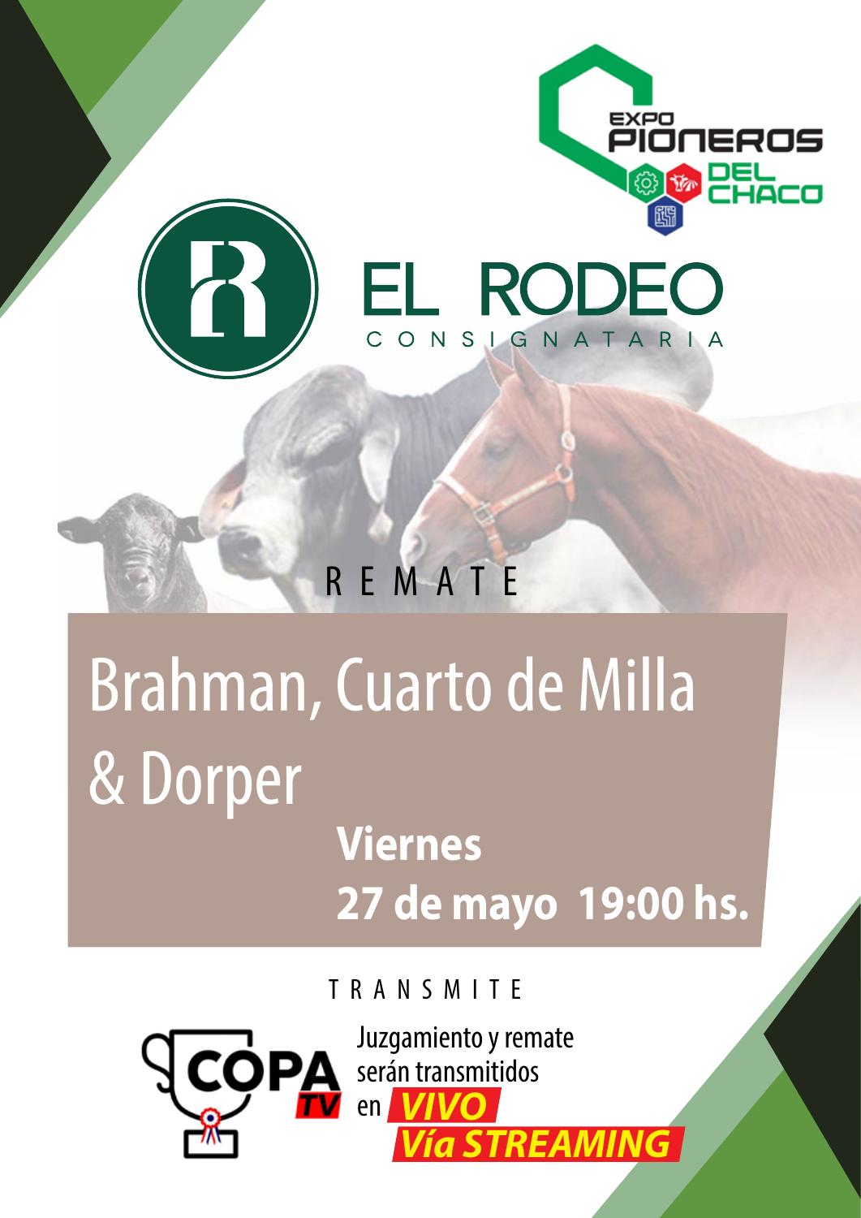EXPO PIONEROS DEL CHACO

EL RODEO

CONSIGNATARIA

REMATE

# Brahman, Cuarto de Milla & Dorper

**Viernes**

**27 de mayo 19:00 hs.**

TRANSMITE

COPA TV

Juzgamiento y remate serán transmitidos en ***VIVO***

***Vía STREAMING***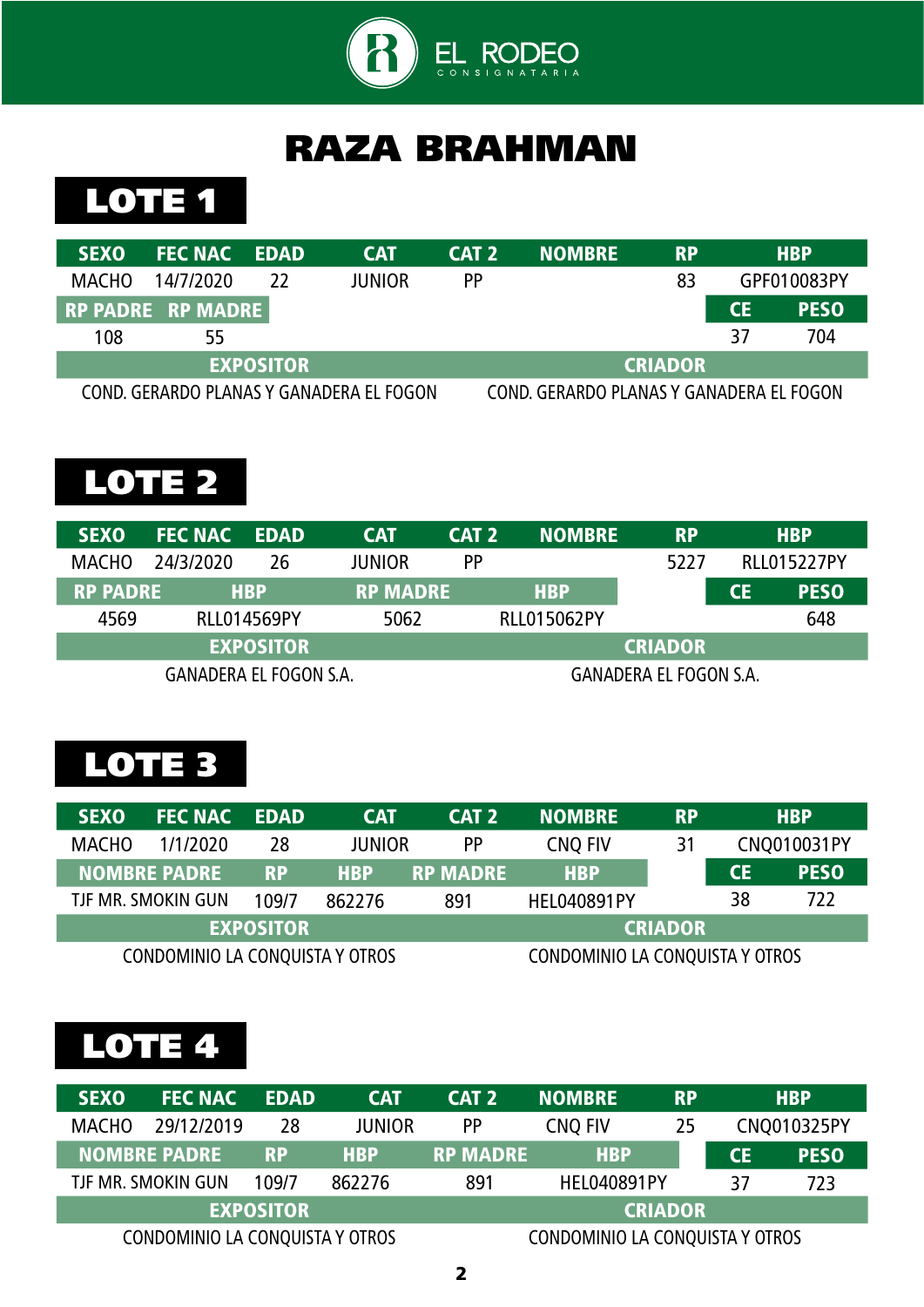EL RODEO
CONSIGNATARIA

# RAZA BRAHMAN

## LOTE 1

| SEXO | FEC NAC | EDAD | CAT | CAT 2 | NOMBRE | RP | HBP |
|---|---|---|---|---|---|---|---|
| MACHO | 14/7/2020 | 22 | JUNIOR | PP | | 83 | GPF010083PY |

| RP PADRE | RP MADRE | CE | PESO |
|---|---|---|---|
| 108 | 55 | 37 | 704 |

| EXPOSITOR | CRIADOR |
|---|---|
| COND. GERARDO PLANAS Y GANADERA EL FOGON | COND. GERARDO PLANAS Y GANADERA EL FOGON |

## LOTE 2

| SEXO | FEC NAC | EDAD | CAT | CAT 2 | NOMBRE | RP | HBP |
|---|---|---|---|---|---|---|---|
| MACHO | 24/3/2020 | 26 | JUNIOR | PP | | 5227 | RLL015227PY |

| RP PADRE | HBP | RP MADRE | HBP | CE | PESO |
|---|---|---|---|---|---|
| 4569 | RLL014569PY | 5062 | RLL015062PY | | 648 |

| EXPOSITOR | CRIADOR |
|---|---|
| GANADERA EL FOGON S.A. | GANADERA EL FOGON S.A. |

## LOTE 3

| SEXO | FEC NAC | EDAD | CAT | CAT 2 | NOMBRE | RP | HBP |
|---|---|---|---|---|---|---|---|
| MACHO | 1/1/2020 | 28 | JUNIOR | PP | CNQ FIV | 31 | CNQ010031PY |

| NOMBRE PADRE | RP | HBP | RP MADRE | HBP | CE | PESO |
|---|---|---|---|---|---|---|
| TJF MR. SMOKIN GUN | 109/7 | 862276 | 891 | HEL040891PY | 38 | 722 |

| EXPOSITOR | CRIADOR |
|---|---|
| CONDOMINIO LA CONQUISTA Y OTROS | CONDOMINIO LA CONQUISTA Y OTROS |

## LOTE 4

| SEXO | FEC NAC | EDAD | CAT | CAT 2 | NOMBRE | RP | HBP |
|---|---|---|---|---|---|---|---|
| MACHO | 29/12/2019 | 28 | JUNIOR | PP | CNQ FIV | 25 | CNQ010325PY |

| NOMBRE PADRE | RP | HBP | RP MADRE | HBP | CE | PESO |
|---|---|---|---|---|---|---|
| TJF MR. SMOKIN GUN | 109/7 | 862276 | 891 | HEL040891PY | 37 | 723 |

| EXPOSITOR | CRIADOR |
|---|---|
| CONDOMINIO LA CONQUISTA Y OTROS | CONDOMINIO LA CONQUISTA Y OTROS |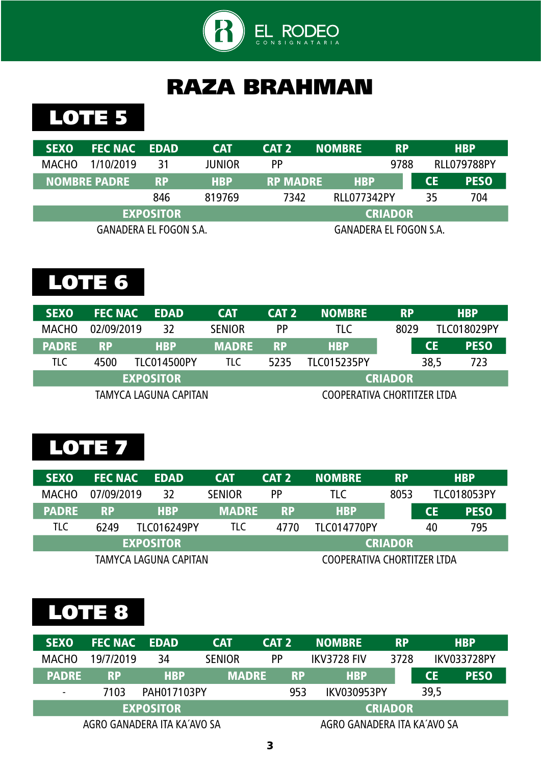EL RODEO
CONSIGNATARIA

# RAZA BRAHMAN

## LOTE 5

| SEXO | FEC NAC | EDAD | CAT | CAT 2 | NOMBRE | RP | HBP |
|---|---|---|---|---|---|---|---|
| MACHO | 1/10/2019 | 31 | JUNIOR | PP | | 9788 | RLL079788PY |

| NOMBRE PADRE | RP | HBP | RP MADRE | HBP | CE | PESO |
|---|---|---|---|---|---|---|
| | 846 | 819769 | 7342 | RLL077342PY | 35 | 704 |

| EXPOSITOR | CRIADOR |
|---|---|
| GANADERA EL FOGON S.A. | GANADERA EL FOGON S.A. |

## LOTE 6

| SEXO | FEC NAC | EDAD | CAT | CAT 2 | NOMBRE | RP | HBP |
|---|---|---|---|---|---|---|---|
| MACHO | 02/09/2019 | 32 | SENIOR | PP | TLC | 8029 | TLC018029PY |

| PADRE | RP | HBP | MADRE | RP | HBP | CE | PESO |
|---|---|---|---|---|---|---|---|
| TLC | 4500 | TLC014500PY | TLC | 5235 | TLC015235PY | 38,5 | 723 |

| EXPOSITOR | CRIADOR |
|---|---|
| TAMYCA LAGUNA CAPITAN | COOPERATIVA CHORTITZER LTDA |

## LOTE 7

| SEXO | FEC NAC | EDAD | CAT | CAT 2 | NOMBRE | RP | HBP |
|---|---|---|---|---|---|---|---|
| MACHO | 07/09/2019 | 32 | SENIOR | PP | TLC | 8053 | TLC018053PY |

| PADRE | RP | HBP | MADRE | RP | HBP | CE | PESO |
|---|---|---|---|---|---|---|---|
| TLC | 6249 | TLC016249PY | TLC | 4770 | TLC014770PY | 40 | 795 |

| EXPOSITOR | CRIADOR |
|---|---|
| TAMYCA LAGUNA CAPITAN | COOPERATIVA CHORTITZER LTDA |

## LOTE 8

| SEXO | FEC NAC | EDAD | CAT | CAT 2 | NOMBRE | RP | HBP |
|---|---|---|---|---|---|---|---|
| MACHO | 19/7/2019 | 34 | SENIOR | PP | IKV3728 FIV | 3728 | IKV033728PY |

| PADRE | RP | HBP | MADRE | RP | HBP | CE | PESO |
|---|---|---|---|---|---|---|---|
| - | 7103 | PAH017103PY | | 953 | IKV030953PY | 39,5 | |

| EXPOSITOR | CRIADOR |
|---|---|
| AGRO GANADERA ITA KA´AVO SA | AGRO GANADERA ITA KA´AVO SA |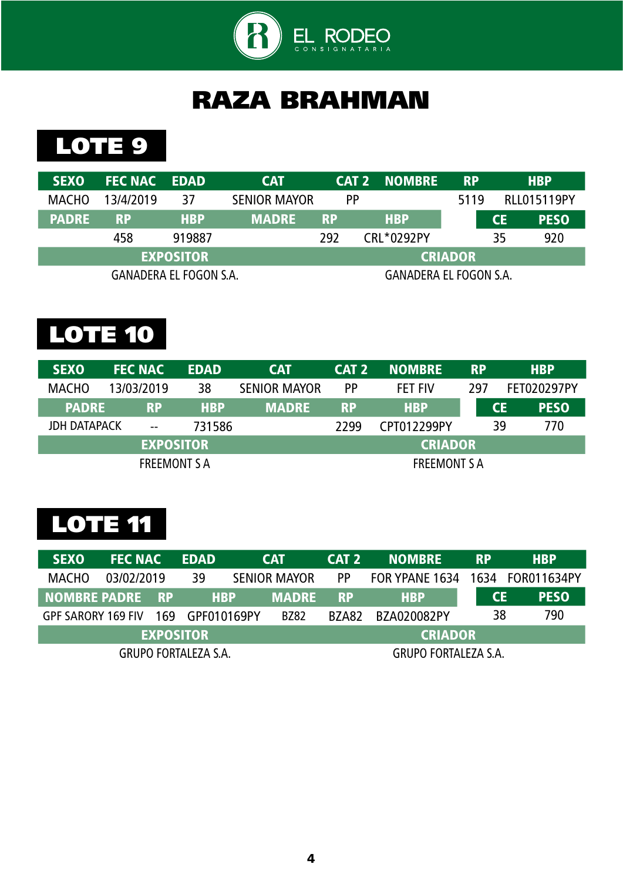EL RODEO CONSIGNATARIA

# RAZA BRAHMAN

## LOTE 9

| SEXO | FEC NAC | EDAD | CAT | CAT 2 | NOMBRE | RP | HBP |
|---|---|---|---|---|---|---|---|
| MACHO | 13/4/2019 | 37 | SENIOR MAYOR | PP | | 5119 | RLL015119PY |

| PADRE | RP | HBP | MADRE | RP | HBP | CE | PESO |
|---|---|---|---|---|---|---|---|
| | 458 | 919887 | | 292 | CRL*0292PY | 35 | 920 |

| EXPOSITOR | CRIADOR |
|---|---|
| GANADERA EL FOGON S.A. | GANADERA EL FOGON S.A. |

## LOTE 10

| SEXO | FEC NAC | EDAD | CAT | CAT 2 | NOMBRE | RP | HBP |
|---|---|---|---|---|---|---|---|
| MACHO | 13/03/2019 | 38 | SENIOR MAYOR | PP | FET FIV | 297 | FET020297PY |

| PADRE | RP | HBP | MADRE | RP | HBP | CE | PESO |
|---|---|---|---|---|---|---|---|
| JDH DATAPACK | -- | 731586 | | 2299 | CPT012299PY | 39 | 770 |

| EXPOSITOR | CRIADOR |
|---|---|
| FREEMONT S A | FREEMONT S A |

## LOTE 11

| SEXO | FEC NAC | EDAD | CAT | CAT 2 | NOMBRE | RP | HBP |
|---|---|---|---|---|---|---|---|
| MACHO | 03/02/2019 | 39 | SENIOR MAYOR | PP | FOR YPANE 1634 | 1634 | FOR011634PY |

| NOMBRE PADRE | RP | HBP | MADRE | RP | HBP | CE | PESO |
|---|---|---|---|---|---|---|---|
| GPF SARORY 169 FIV | 169 | GPF010169PY | BZ82 | BZA82 | BZA020082PY | 38 | 790 |

| EXPOSITOR | CRIADOR |
|---|---|
| GRUPO FORTALEZA S.A. | GRUPO FORTALEZA S.A. |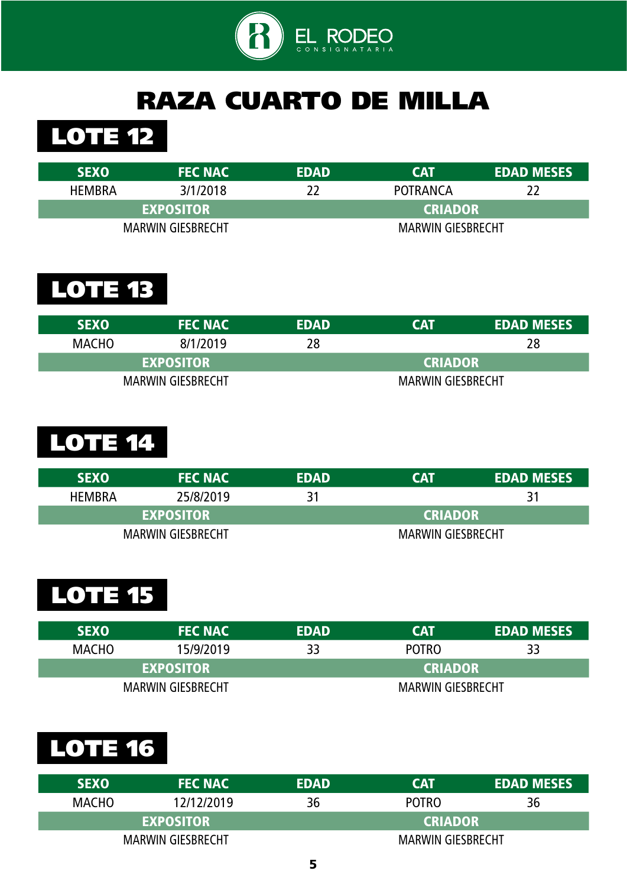EL RODEO
CONSIGNATARIA

# RAZA CUARTO DE MILLA

## LOTE 12

| SEXO | FEC NAC | EDAD | CAT | EDAD MESES |
|---|---|---|---|---|
| HEMBRA | 3/1/2018 | 22 | POTRANCA | 22 |

| EXPOSITOR | CRIADOR |
|---|---|
| MARWIN GIESBRECHT | MARWIN GIESBRECHT |

## LOTE 13

| SEXO | FEC NAC | EDAD | CAT | EDAD MESES |
|---|---|---|---|---|
| MACHO | 8/1/2019 | 28 | | 28 |

| EXPOSITOR | CRIADOR |
|---|---|
| MARWIN GIESBRECHT | MARWIN GIESBRECHT |

## LOTE 14

| SEXO | FEC NAC | EDAD | CAT | EDAD MESES |
|---|---|---|---|---|
| HEMBRA | 25/8/2019 | 31 | | 31 |

| EXPOSITOR | CRIADOR |
|---|---|
| MARWIN GIESBRECHT | MARWIN GIESBRECHT |

## LOTE 15

| SEXO | FEC NAC | EDAD | CAT | EDAD MESES |
|---|---|---|---|---|
| MACHO | 15/9/2019 | 33 | POTRO | 33 |

| EXPOSITOR | CRIADOR |
|---|---|
| MARWIN GIESBRECHT | MARWIN GIESBRECHT |

## LOTE 16

| SEXO | FEC NAC | EDAD | CAT | EDAD MESES |
|---|---|---|---|---|
| MACHO | 12/12/2019 | 36 | POTRO | 36 |

| EXPOSITOR | CRIADOR |
|---|---|
| MARWIN GIESBRECHT | MARWIN GIESBRECHT |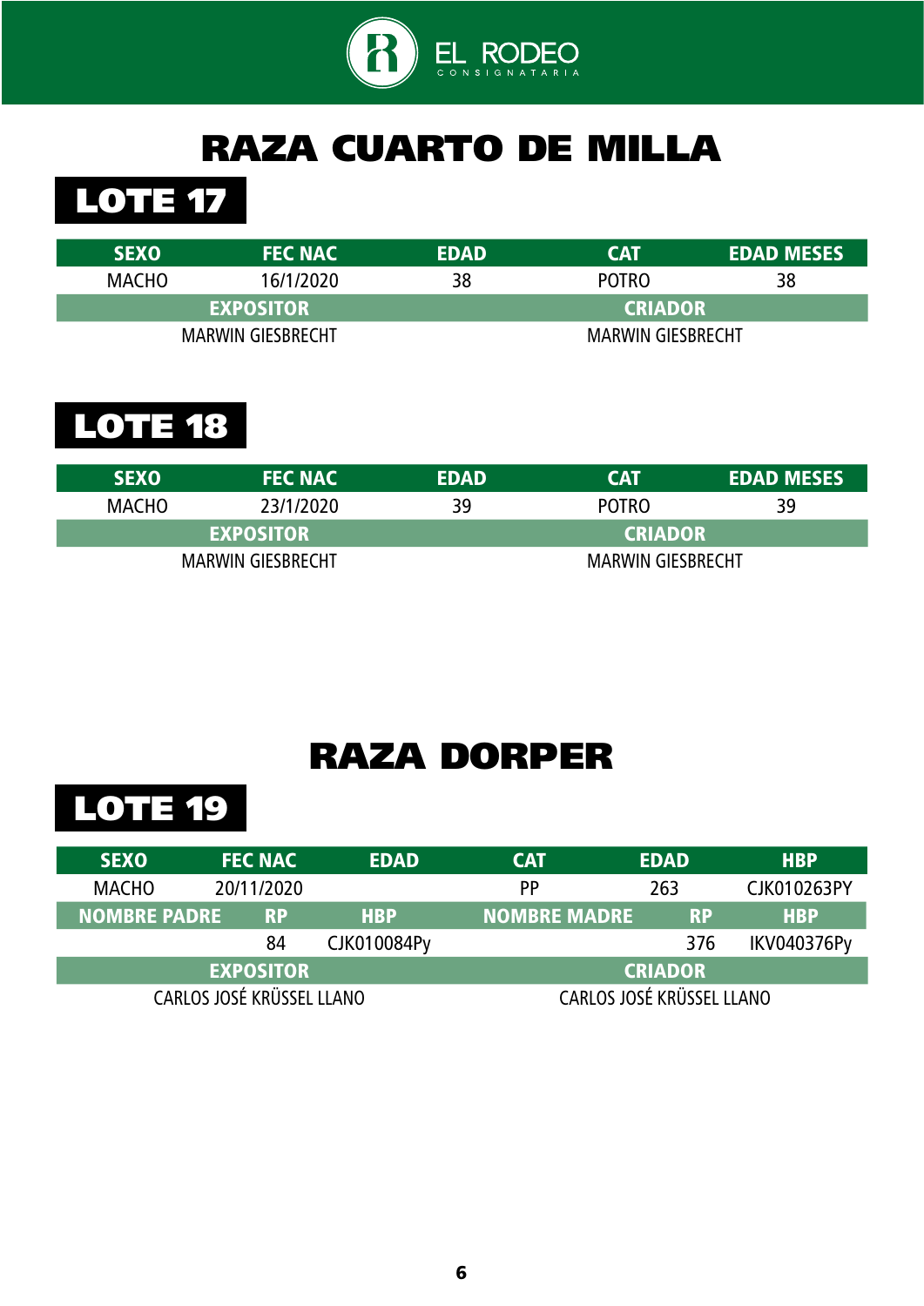EL RODEO
CONSIGNATARIA

# RAZA CUARTO DE MILLA

## LOTE 17

| SEXO | FEC NAC | EDAD | CAT | EDAD MESES |
|---|---|---|---|---|
| MACHO | 16/1/2020 | 38 | POTRO | 38 |

| EXPOSITOR | CRIADOR |
|---|---|
| MARWIN GIESBRECHT | MARWIN GIESBRECHT |

## LOTE 18

| SEXO | FEC NAC | EDAD | CAT | EDAD MESES |
|---|---|---|---|---|
| MACHO | 23/1/2020 | 39 | POTRO | 39 |

| EXPOSITOR | CRIADOR |
|---|---|
| MARWIN GIESBRECHT | MARWIN GIESBRECHT |

# RAZA DORPER

## LOTE 19

| SEXO | FEC NAC | EDAD | CAT | EDAD | HBP |
|---|---|---|---|---|---|
| MACHO | 20/11/2020 | | PP | 263 | CJK010263PY |
| **NOMBRE PADRE** | **RP** | **HBP** | **NOMBRE MADRE** | **RP** | **HBP** |
| | 84 | CJK010084Py | | 376 | IKV040376Py |

| EXPOSITOR | CRIADOR |
|---|---|
| CARLOS JOSÉ KRÜSSEL LLANO | CARLOS JOSÉ KRÜSSEL LLANO |